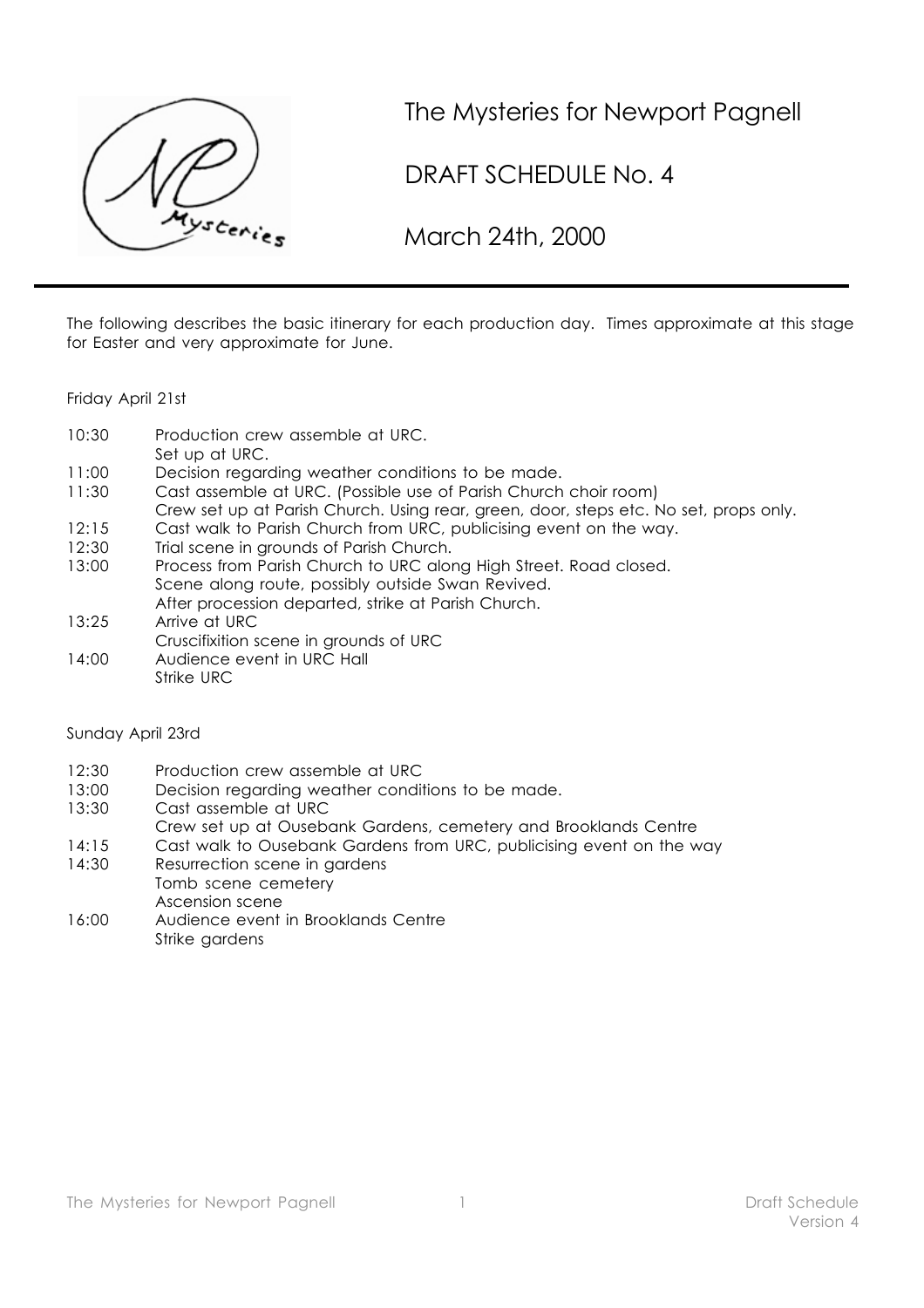# The Mysteries for Newport Pagnell

## DRAFT SCHEDULE No. 4

## March 24th, 2000

---

The following describes the basic itinerary for each production day. Times approximate at this stage for Easter and very approximate for June.

Friday April 21st

| | |
|---|---|
| 10:30 | Production crew assemble at URC.<br>Set up at URC. |
| 11:00 | Decision regarding weather conditions to be made. |
| 11:30 | Cast assemble at URC. (Possible use of Parish Church choir room)<br>Crew set up at Parish Church. Using rear, green, door, steps etc. No set, props only. |
| 12:15 | Cast walk to Parish Church from URC, publicising event on the way. |
| 12:30 | Trial scene in grounds of Parish Church. |
| 13:00 | Process from Parish Church to URC along High Street. Road closed.<br>Scene along route, possibly outside Swan Revived.<br>After procession departed, strike at Parish Church. |
| 13:25 | Arrive at URC<br>Cruscifixition scene in grounds of URC |
| 14:00 | Audience event in URC Hall<br>Strike URC |

Sunday April 23rd

| | |
|---|---|
| 12:30 | Production crew assemble at URC |
| 13:00 | Decision regarding weather conditions to be made. |
| 13:30 | Cast assemble at URC<br>Crew set up at Ousebank Gardens, cemetery and Brooklands Centre |
| 14:15 | Cast walk to Ousebank Gardens from URC, publicising event on the way |
| 14:30 | Resurrection scene in gardens<br>Tomb scene cemetery<br>Ascension scene |
| 16:00 | Audience event in Brooklands Centre<br>Strike gardens |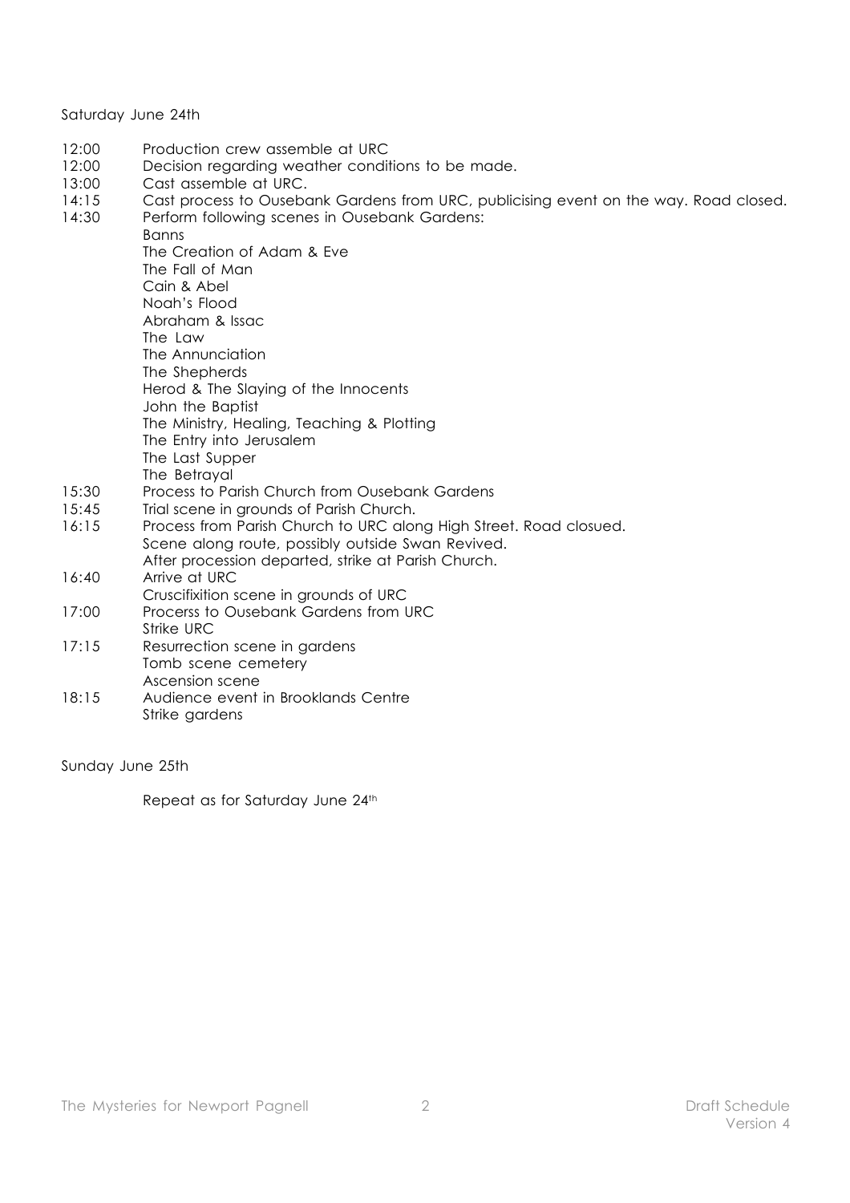Saturday June 24th

| | | |
|---|---|---|
| 12:00 | Production crew assemble at URC | |
| 12:00 | Decision regarding weather conditions to be made. | |
| 13:00 | Cast assemble at URC. | |
| 14:15 | Cast process to Ousebank Gardens from URC, publicising event on the way. Road closed. | |
| 14:30 | Perform following scenes in Ousebank Gardens: | |
| | Banns | |
| | The Creation of Adam & Eve | |
| | The Fall of Man | |
| | Cain & Abel | |
| | Noah's Flood | |
| | Abraham & Issac | |
| | The Law | |
| | The Annunciation | |
| | The Shepherds | |
| | Herod & The Slaying of the Innocents | |
| | John the Baptist | |
| | The Ministry, Healing, Teaching & Plotting | |
| | The Entry into Jerusalem | |
| | The Last Supper | |
| | The Betrayal | |
| 15:30 | Process to Parish Church from Ousebank Gardens | |
| 15:45 | Trial scene in grounds of Parish Church. | |
| 16:15 | Process from Parish Church to URC along High Street. Road closued. | |
| | Scene along route, possibly outside Swan Revived. | |
| | After procession departed, strike at Parish Church. | |
| 16:40 | Arrive at URC | |
| | Cruscifixition scene in grounds of URC | |
| 17:00 | Procerss to Ousebank Gardens from URC | |
| | Strike URC | |
| 17:15 | Resurrection scene in gardens | |
| | Tomb scene cemetery | |
| | Ascension scene | |
| 18:15 | Audience event in Brooklands Centre | |
| | Strike gardens | |

Sunday June 25th

Repeat as for Saturday June 24th